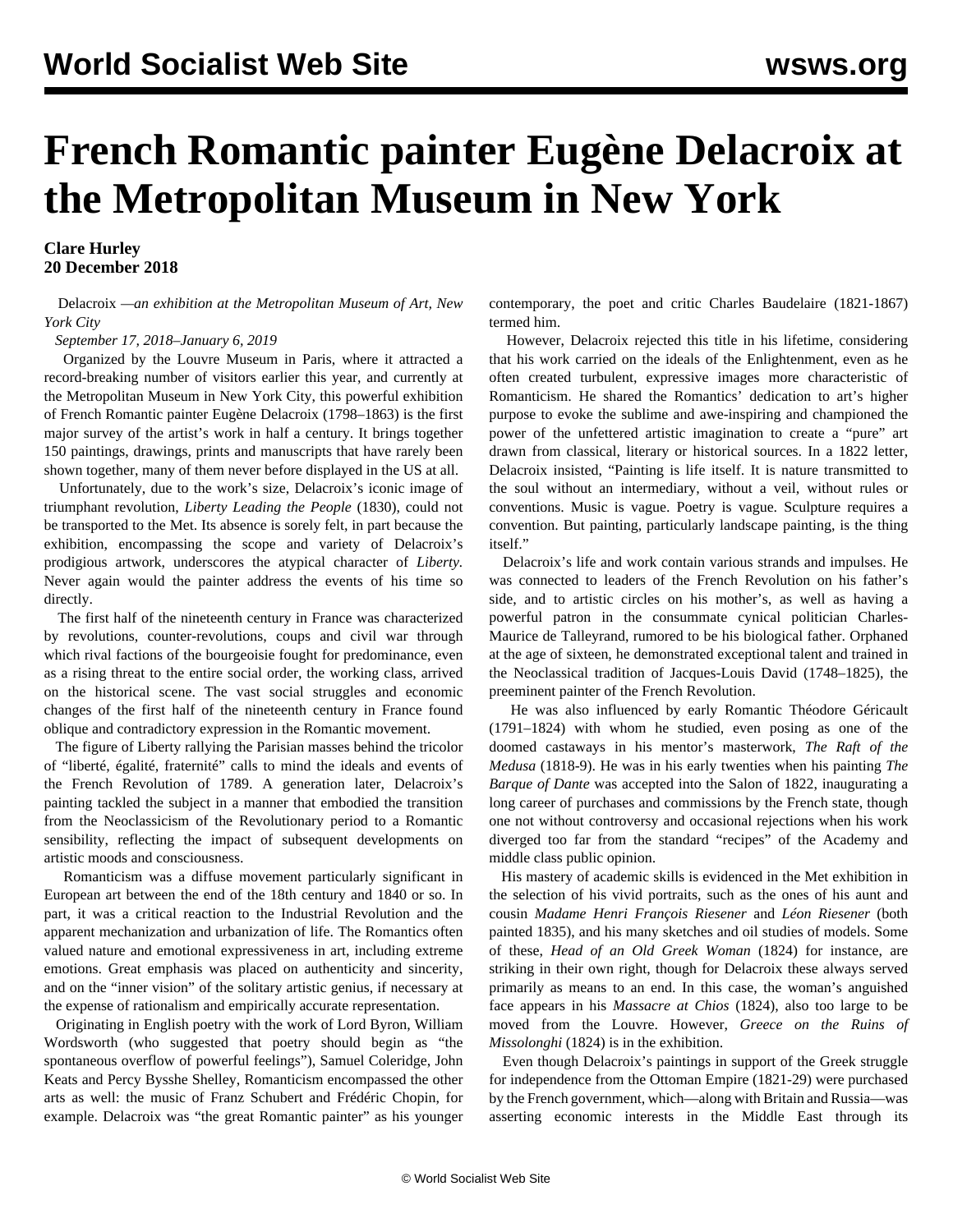# French Romantic painter Eugène Delacroix at the Metropolitan Museum in New York

**Clare Hurley**
**20 December 2018**

Delacroix *—an exhibition at the Metropolitan Museum of Art, New York City*

*September 17, 2018–January 6, 2019*

Organized by the Louvre Museum in Paris, where it attracted a record-breaking number of visitors earlier this year, and currently at the Metropolitan Museum in New York City, this powerful exhibition of French Romantic painter Eugène Delacroix (1798–1863) is the first major survey of the artist's work in half a century. It brings together 150 paintings, drawings, prints and manuscripts that have rarely been shown together, many of them never before displayed in the US at all.

Unfortunately, due to the work's size, Delacroix's iconic image of triumphant revolution, *Liberty Leading the People* (1830), could not be transported to the Met. Its absence is sorely felt, in part because the exhibition, encompassing the scope and variety of Delacroix's prodigious artwork, underscores the atypical character of *Liberty*. Never again would the painter address the events of his time so directly.

The first half of the nineteenth century in France was characterized by revolutions, counter-revolutions, coups and civil war through which rival factions of the bourgeoisie fought for predominance, even as a rising threat to the entire social order, the working class, arrived on the historical scene. The vast social struggles and economic changes of the first half of the nineteenth century in France found oblique and contradictory expression in the Romantic movement.

The figure of Liberty rallying the Parisian masses behind the tricolor of "liberté, égalité, fraternité" calls to mind the ideals and events of the French Revolution of 1789. A generation later, Delacroix's painting tackled the subject in a manner that embodied the transition from the Neoclassicism of the Revolutionary period to a Romantic sensibility, reflecting the impact of subsequent developments on artistic moods and consciousness.

Romanticism was a diffuse movement particularly significant in European art between the end of the 18th century and 1840 or so. In part, it was a critical reaction to the Industrial Revolution and the apparent mechanization and urbanization of life. The Romantics often valued nature and emotional expressiveness in art, including extreme emotions. Great emphasis was placed on authenticity and sincerity, and on the "inner vision" of the solitary artistic genius, if necessary at the expense of rationalism and empirically accurate representation.

Originating in English poetry with the work of Lord Byron, William Wordsworth (who suggested that poetry should begin as "the spontaneous overflow of powerful feelings"), Samuel Coleridge, John Keats and Percy Bysshe Shelley, Romanticism encompassed the other arts as well: the music of Franz Schubert and Frédéric Chopin, for example. Delacroix was "the great Romantic painter" as his younger contemporary, the poet and critic Charles Baudelaire (1821-1867) termed him.

However, Delacroix rejected this title in his lifetime, considering that his work carried on the ideals of the Enlightenment, even as he often created turbulent, expressive images more characteristic of Romanticism. He shared the Romantics' dedication to art's higher purpose to evoke the sublime and awe-inspiring and championed the power of the unfettered artistic imagination to create a "pure" art drawn from classical, literary or historical sources. In a 1822 letter, Delacroix insisted, "Painting is life itself. It is nature transmitted to the soul without an intermediary, without a veil, without rules or conventions. Music is vague. Poetry is vague. Sculpture requires a convention. But painting, particularly landscape painting, is the thing itself."

Delacroix's life and work contain various strands and impulses. He was connected to leaders of the French Revolution on his father's side, and to artistic circles on his mother's, as well as having a powerful patron in the consummate cynical politician Charles-Maurice de Talleyrand, rumored to be his biological father. Orphaned at the age of sixteen, he demonstrated exceptional talent and trained in the Neoclassical tradition of Jacques-Louis David (1748–1825), the preeminent painter of the French Revolution.

He was also influenced by early Romantic Théodore Géricault (1791–1824) with whom he studied, even posing as one of the doomed castaways in his mentor's masterwork, *The Raft of the Medusa* (1818-9). He was in his early twenties when his painting *The Barque of Dante* was accepted into the Salon of 1822, inaugurating a long career of purchases and commissions by the French state, though one not without controversy and occasional rejections when his work diverged too far from the standard "recipes" of the Academy and middle class public opinion.

His mastery of academic skills is evidenced in the Met exhibition in the selection of his vivid portraits, such as the ones of his aunt and cousin *Madame Henri François Riesener* and *Léon Riesener* (both painted 1835), and his many sketches and oil studies of models. Some of these, *Head of an Old Greek Woman* (1824) for instance, are striking in their own right, though for Delacroix these always served primarily as means to an end. In this case, the woman's anguished face appears in his *Massacre at Chios* (1824), also too large to be moved from the Louvre. However, *Greece on the Ruins of Missolonghi* (1824) is in the exhibition.

Even though Delacroix's paintings in support of the Greek struggle for independence from the Ottoman Empire (1821-29) were purchased by the French government, which—along with Britain and Russia—was asserting economic interests in the Middle East through its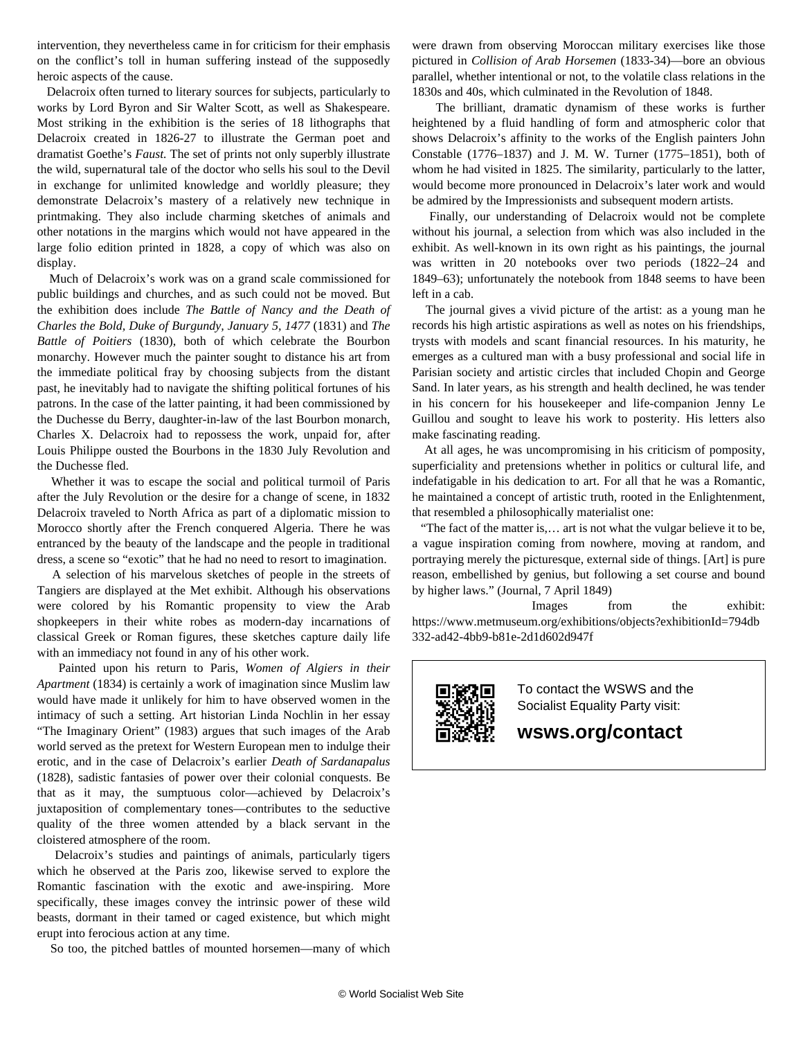intervention, they nevertheless came in for criticism for their emphasis on the conflict's toll in human suffering instead of the supposedly heroic aspects of the cause.

Delacroix often turned to literary sources for subjects, particularly to works by Lord Byron and Sir Walter Scott, as well as Shakespeare. Most striking in the exhibition is the series of 18 lithographs that Delacroix created in 1826-27 to illustrate the German poet and dramatist Goethe's *Faust.* The set of prints not only superbly illustrate the wild, supernatural tale of the doctor who sells his soul to the Devil in exchange for unlimited knowledge and worldly pleasure; they demonstrate Delacroix's mastery of a relatively new technique in printmaking. They also include charming sketches of animals and other notations in the margins which would not have appeared in the large folio edition printed in 1828, a copy of which was also on display.

Much of Delacroix's work was on a grand scale commissioned for public buildings and churches, and as such could not be moved. But the exhibition does include *The Battle of Nancy and the Death of Charles the Bold, Duke of Burgundy, January 5, 1477* (1831) and *The Battle of Poitiers* (1830), both of which celebrate the Bourbon monarchy. However much the painter sought to distance his art from the immediate political fray by choosing subjects from the distant past, he inevitably had to navigate the shifting political fortunes of his patrons. In the case of the latter painting, it had been commissioned by the Duchesse du Berry, daughter-in-law of the last Bourbon monarch, Charles X. Delacroix had to repossess the work, unpaid for, after Louis Philippe ousted the Bourbons in the 1830 July Revolution and the Duchesse fled.

Whether it was to escape the social and political turmoil of Paris after the July Revolution or the desire for a change of scene, in 1832 Delacroix traveled to North Africa as part of a diplomatic mission to Morocco shortly after the French conquered Algeria. There he was entranced by the beauty of the landscape and the people in traditional dress, a scene so "exotic" that he had no need to resort to imagination.

A selection of his marvelous sketches of people in the streets of Tangiers are displayed at the Met exhibit. Although his observations were colored by his Romantic propensity to view the Arab shopkeepers in their white robes as modern-day incarnations of classical Greek or Roman figures, these sketches capture daily life with an immediacy not found in any of his other work.

Painted upon his return to Paris, *Women of Algiers in their Apartment* (1834) is certainly a work of imagination since Muslim law would have made it unlikely for him to have observed women in the intimacy of such a setting. Art historian Linda Nochlin in her essay "The Imaginary Orient" (1983) argues that such images of the Arab world served as the pretext for Western European men to indulge their erotic, and in the case of Delacroix's earlier *Death of Sardanapalus* (1828), sadistic fantasies of power over their colonial conquests. Be that as it may, the sumptuous color—achieved by Delacroix's juxtaposition of complementary tones—contributes to the seductive quality of the three women attended by a black servant in the cloistered atmosphere of the room.

Delacroix's studies and paintings of animals, particularly tigers which he observed at the Paris zoo, likewise served to explore the Romantic fascination with the exotic and awe-inspiring. More specifically, these images convey the intrinsic power of these wild beasts, dormant in their tamed or caged existence, but which might erupt into ferocious action at any time.

So too, the pitched battles of mounted horsemen—many of which were drawn from observing Moroccan military exercises like those pictured in *Collision of Arab Horsemen* (1833-34)—bore an obvious parallel, whether intentional or not, to the volatile class relations in the 1830s and 40s, which culminated in the Revolution of 1848.

The brilliant, dramatic dynamism of these works is further heightened by a fluid handling of form and atmospheric color that shows Delacroix's affinity to the works of the English painters John Constable (1776–1837) and J. M. W. Turner (1775–1851), both of whom he had visited in 1825. The similarity, particularly to the latter, would become more pronounced in Delacroix's later work and would be admired by the Impressionists and subsequent modern artists.

Finally, our understanding of Delacroix would not be complete without his journal, a selection from which was also included in the exhibit. As well-known in its own right as his paintings, the journal was written in 20 notebooks over two periods (1822–24 and 1849–63); unfortunately the notebook from 1848 seems to have been left in a cab.

The journal gives a vivid picture of the artist: as a young man he records his high artistic aspirations as well as notes on his friendships, trysts with models and scant financial resources. In his maturity, he emerges as a cultured man with a busy professional and social life in Parisian society and artistic circles that included Chopin and George Sand. In later years, as his strength and health declined, he was tender in his concern for his housekeeper and life-companion Jenny Le Guillou and sought to leave his work to posterity. His letters also make fascinating reading.

At all ages, he was uncompromising in his criticism of pomposity, superficiality and pretensions whether in politics or cultural life, and indefatigable in his dedication to art. For all that he was a Romantic, he maintained a concept of artistic truth, rooted in the Enlightenment, that resembled a philosophically materialist one:

"The fact of the matter is,… art is not what the vulgar believe it to be, a vague inspiration coming from nowhere, moving at random, and portraying merely the picturesque, external side of things. [Art] is pure reason, embellished by genius, but following a set course and bound by higher laws." (Journal, 7 April 1849)

Images from the exhibit: https://www.metmuseum.org/exhibitions/objects?exhibitionId=794db332-ad42-4bb9-b81e-2d1d602d947f

To contact the WSWS and the Socialist Equality Party visit:

**wsws.org/contact**